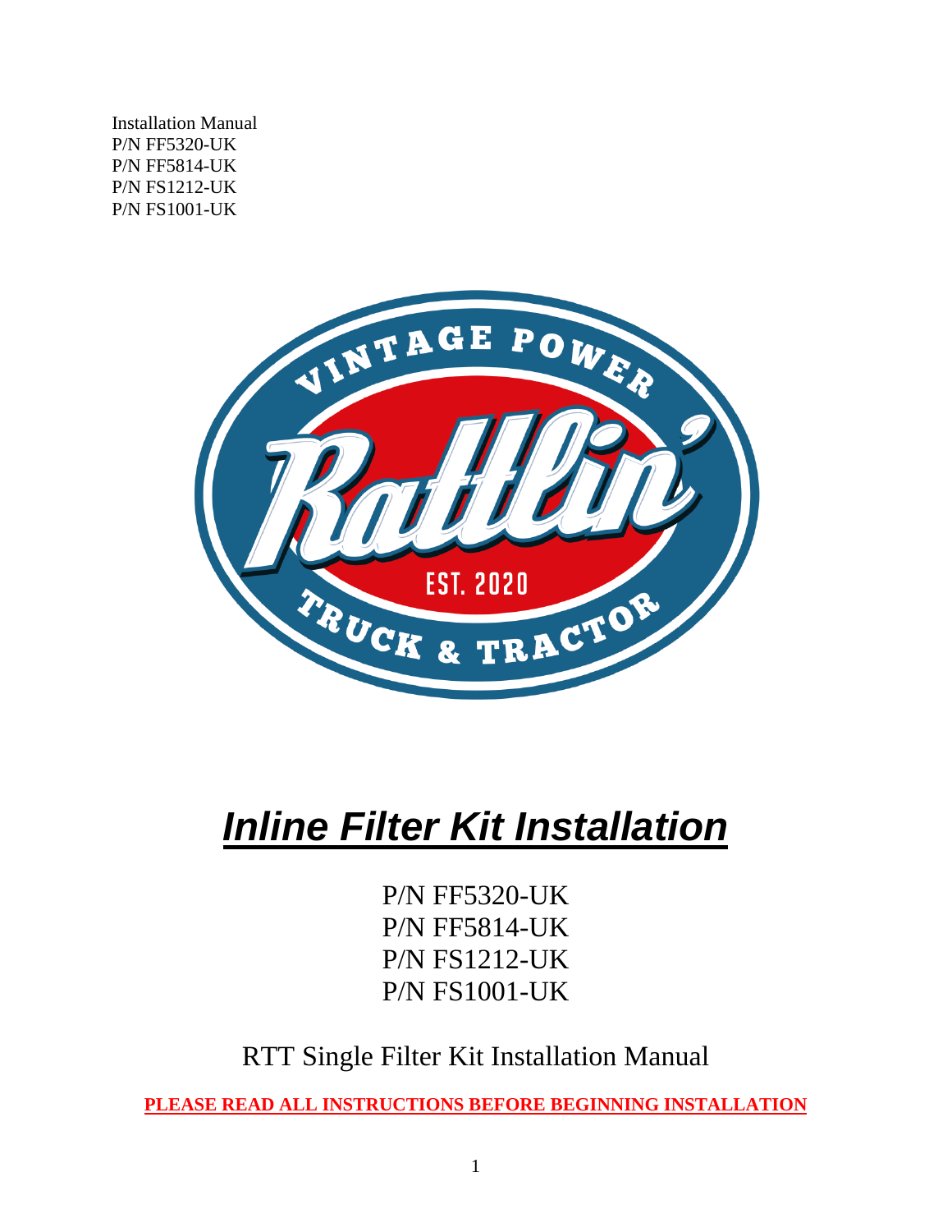Installation Manual
P/N FF5320-UK
P/N FF5814-UK
P/N FS1212-UK
P/N FS1001-UK

# ***Inline Filter Kit Installation***

P/N FF5320-UK
P/N FF5814-UK
P/N FS1212-UK
P/N FS1001-UK

RTT Single Filter Kit Installation Manual

**PLEASE READ ALL INSTRUCTIONS BEFORE BEGINNING INSTALLATION**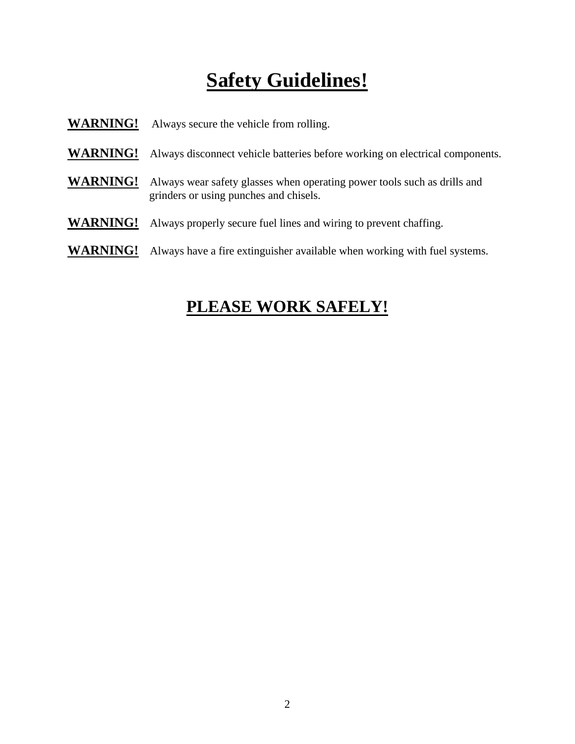# Safety Guidelines!

**WARNING!** Always secure the vehicle from rolling.

**WARNING!** Always disconnect vehicle batteries before working on electrical components.

**WARNING!** Always wear safety glasses when operating power tools such as drills and grinders or using punches and chisels.

**WARNING!** Always properly secure fuel lines and wiring to prevent chaffing.

**WARNING!** Always have a fire extinguisher available when working with fuel systems.

## PLEASE WORK SAFELY!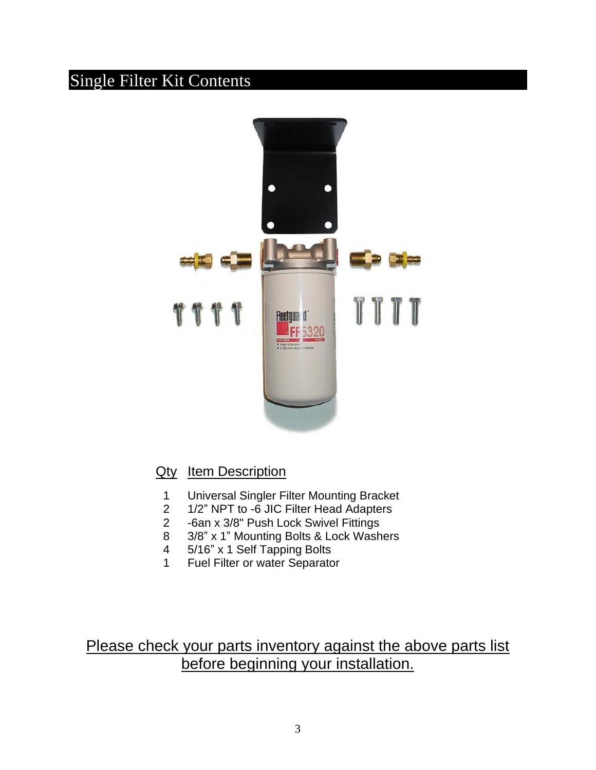# Single Filter Kit Contents

| Qty | Item Description |
| --- | --- |
| 1 | Universal Singler Filter Mounting Bracket |
| 2 | 1/2" NPT to -6 JIC Filter Head Adapters |
| 2 | -6an x 3/8" Push Lock Swivel Fittings |
| 8 | 3/8" x 1" Mounting Bolts & Lock Washers |
| 4 | 5/16" x 1 Self Tapping Bolts |
| 1 | Fuel Filter or water Separator |

Please check your parts inventory against the above parts list before beginning your installation.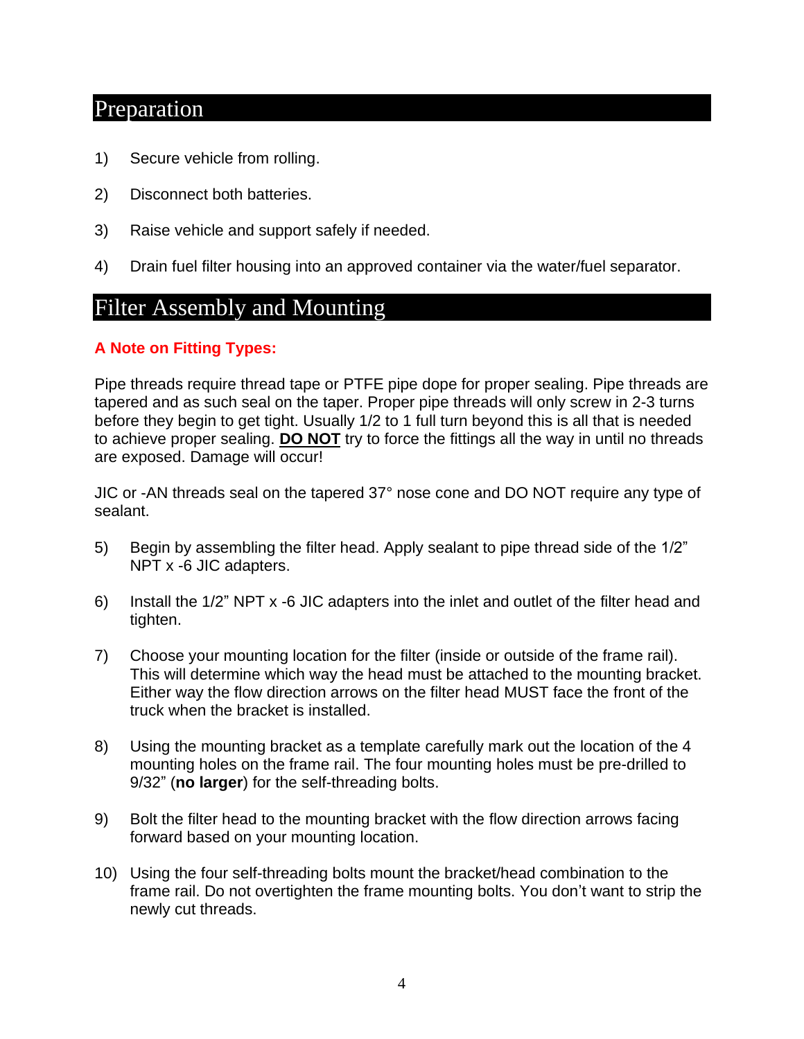## Preparation

1) Secure vehicle from rolling.

2) Disconnect both batteries.

3) Raise vehicle and support safely if needed.

4) Drain fuel filter housing into an approved container via the water/fuel separator.

## Filter Assembly and Mounting

**A Note on Fitting Types:**

Pipe threads require thread tape or PTFE pipe dope for proper sealing. Pipe threads are tapered and as such seal on the taper. Proper pipe threads will only screw in 2-3 turns before they begin to get tight. Usually 1/2 to 1 full turn beyond this is all that is needed to achieve proper sealing. <u>**DO NOT**</u> try to force the fittings all the way in until no threads are exposed. Damage will occur!

JIC or -AN threads seal on the tapered 37° nose cone and DO NOT require any type of sealant.

5) Begin by assembling the filter head. Apply sealant to pipe thread side of the 1/2" NPT x -6 JIC adapters.

6) Install the 1/2" NPT x -6 JIC adapters into the inlet and outlet of the filter head and tighten.

7) Choose your mounting location for the filter (inside or outside of the frame rail). This will determine which way the head must be attached to the mounting bracket. Either way the flow direction arrows on the filter head MUST face the front of the truck when the bracket is installed.

8) Using the mounting bracket as a template carefully mark out the location of the 4 mounting holes on the frame rail. The four mounting holes must be pre-drilled to 9/32" (**no larger**) for the self-threading bolts.

9) Bolt the filter head to the mounting bracket with the flow direction arrows facing forward based on your mounting location.

10) Using the four self-threading bolts mount the bracket/head combination to the frame rail. Do not overtighten the frame mounting bolts. You don't want to strip the newly cut threads.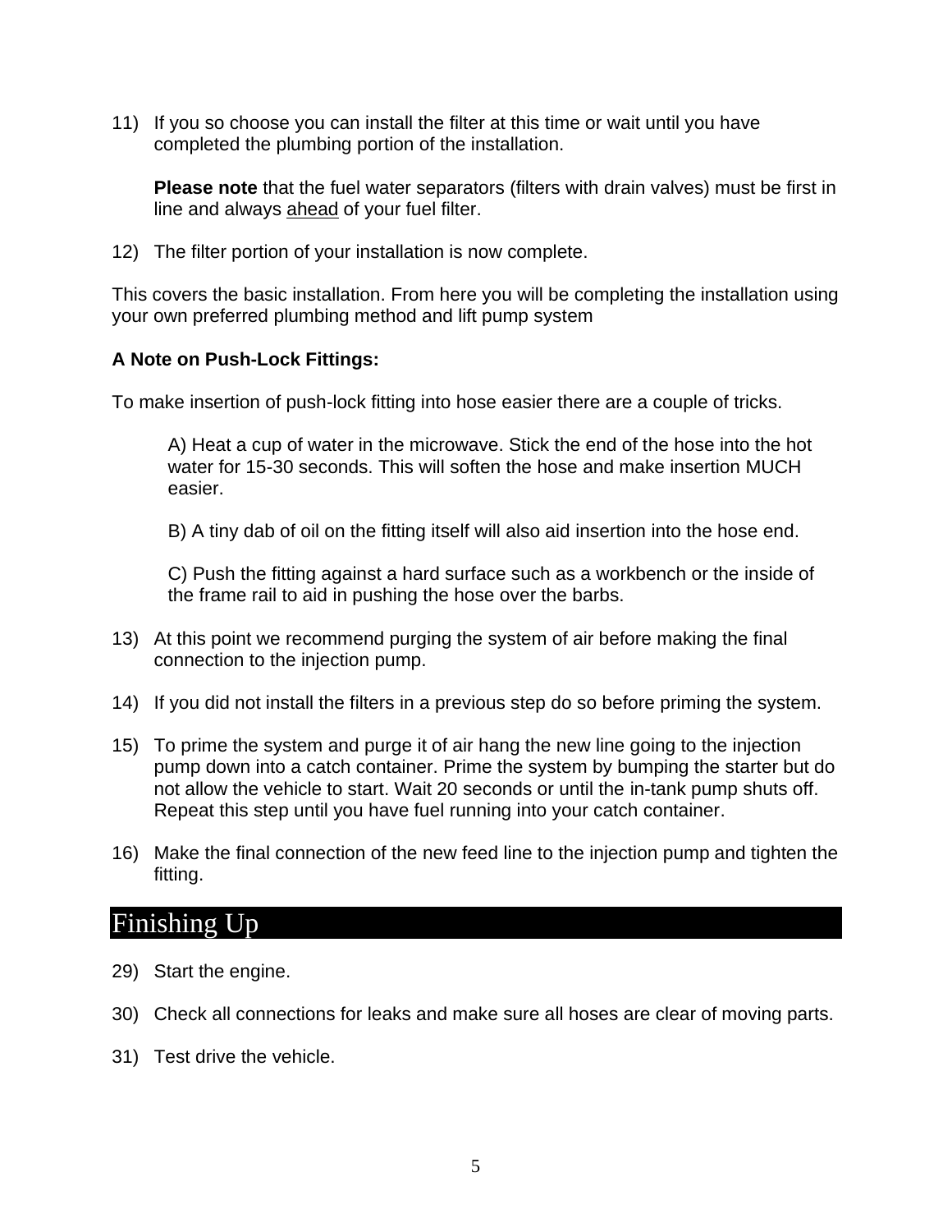11) If you so choose you can install the filter at this time or wait until you have completed the plumbing portion of the installation.

    **Please note** that the fuel water separators (filters with drain valves) must be first in line and always <u>ahead</u> of your fuel filter.

12) The filter portion of your installation is now complete.

This covers the basic installation. From here you will be completing the installation using your own preferred plumbing method and lift pump system

**A Note on Push-Lock Fittings:**

To make insertion of push-lock fitting into hose easier there are a couple of tricks.

> A) Heat a cup of water in the microwave. Stick the end of the hose into the hot water for 15-30 seconds. This will soften the hose and make insertion MUCH easier.
>
> B) A tiny dab of oil on the fitting itself will also aid insertion into the hose end.
>
> C) Push the fitting against a hard surface such as a workbench or the inside of the frame rail to aid in pushing the hose over the barbs.

13) At this point we recommend purging the system of air before making the final connection to the injection pump.

14) If you did not install the filters in a previous step do so before priming the system.

15) To prime the system and purge it of air hang the new line going to the injection pump down into a catch container. Prime the system by bumping the starter but do not allow the vehicle to start. Wait 20 seconds or until the in-tank pump shuts off. Repeat this step until you have fuel running into your catch container.

16) Make the final connection of the new feed line to the injection pump and tighten the fitting.

## Finishing Up

29) Start the engine.

30) Check all connections for leaks and make sure all hoses are clear of moving parts.

31) Test drive the vehicle.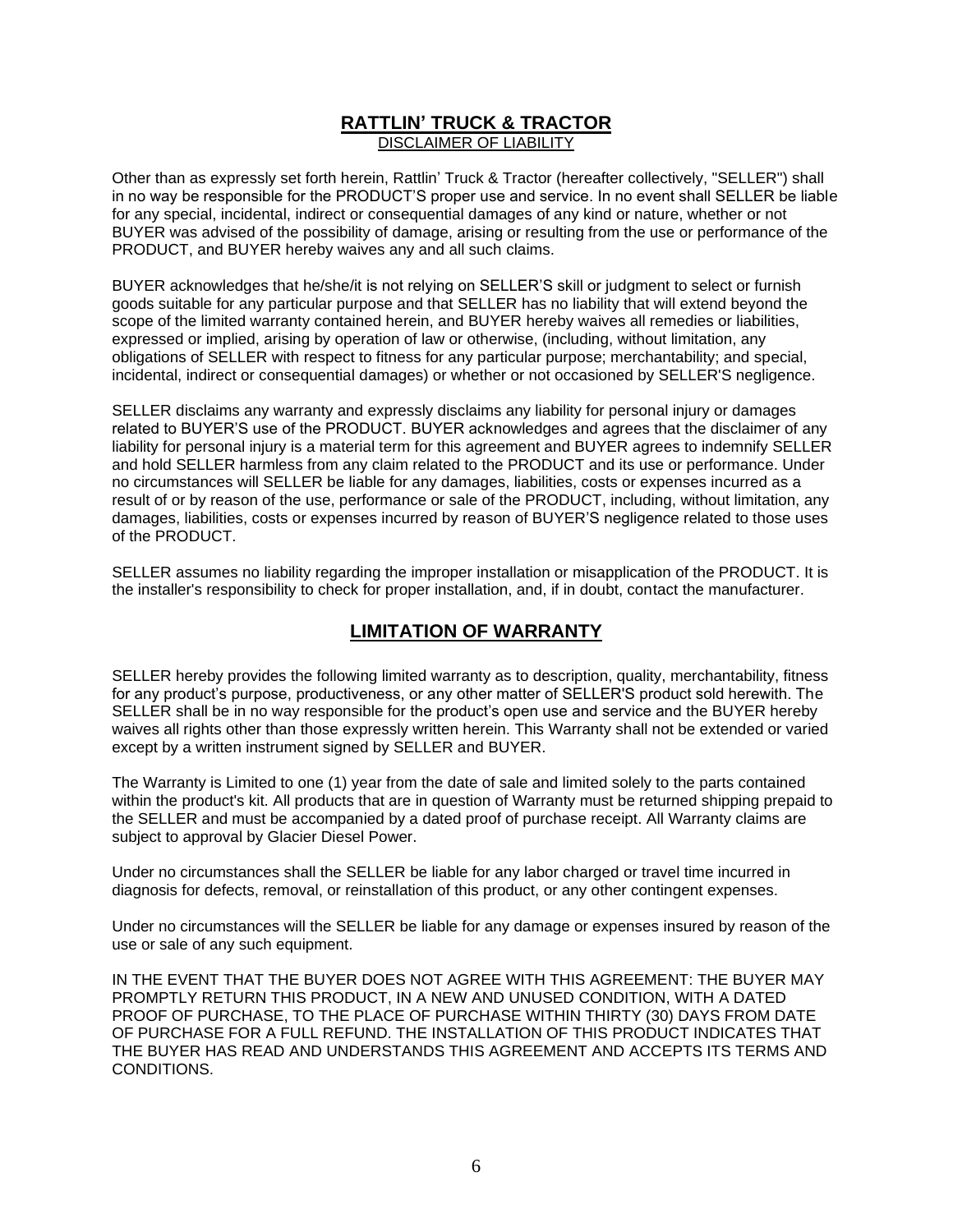# RATTLIN' TRUCK & TRACTOR

DISCLAIMER OF LIABILITY

Other than as expressly set forth herein, Rattlin' Truck & Tractor (hereafter collectively, "SELLER") shall in no way be responsible for the PRODUCT'S proper use and service. In no event shall SELLER be liable for any special, incidental, indirect or consequential damages of any kind or nature, whether or not BUYER was advised of the possibility of damage, arising or resulting from the use or performance of the PRODUCT, and BUYER hereby waives any and all such claims.

BUYER acknowledges that he/she/it is not relying on SELLER'S skill or judgment to select or furnish goods suitable for any particular purpose and that SELLER has no liability that will extend beyond the scope of the limited warranty contained herein, and BUYER hereby waives all remedies or liabilities, expressed or implied, arising by operation of law or otherwise, (including, without limitation, any obligations of SELLER with respect to fitness for any particular purpose; merchantability; and special, incidental, indirect or consequential damages) or whether or not occasioned by SELLER'S negligence.

SELLER disclaims any warranty and expressly disclaims any liability for personal injury or damages related to BUYER'S use of the PRODUCT. BUYER acknowledges and agrees that the disclaimer of any liability for personal injury is a material term for this agreement and BUYER agrees to indemnify SELLER and hold SELLER harmless from any claim related to the PRODUCT and its use or performance. Under no circumstances will SELLER be liable for any damages, liabilities, costs or expenses incurred as a result of or by reason of the use, performance or sale of the PRODUCT, including, without limitation, any damages, liabilities, costs or expenses incurred by reason of BUYER'S negligence related to those uses of the PRODUCT.

SELLER assumes no liability regarding the improper installation or misapplication of the PRODUCT. It is the installer's responsibility to check for proper installation, and, if in doubt, contact the manufacturer.

## LIMITATION OF WARRANTY

SELLER hereby provides the following limited warranty as to description, quality, merchantability, fitness for any product's purpose, productiveness, or any other matter of SELLER'S product sold herewith. The SELLER shall be in no way responsible for the product's open use and service and the BUYER hereby waives all rights other than those expressly written herein. This Warranty shall not be extended or varied except by a written instrument signed by SELLER and BUYER.

The Warranty is Limited to one (1) year from the date of sale and limited solely to the parts contained within the product's kit. All products that are in question of Warranty must be returned shipping prepaid to the SELLER and must be accompanied by a dated proof of purchase receipt. All Warranty claims are subject to approval by Glacier Diesel Power.

Under no circumstances shall the SELLER be liable for any labor charged or travel time incurred in diagnosis for defects, removal, or reinstallation of this product, or any other contingent expenses.

Under no circumstances will the SELLER be liable for any damage or expenses insured by reason of the use or sale of any such equipment.

IN THE EVENT THAT THE BUYER DOES NOT AGREE WITH THIS AGREEMENT: THE BUYER MAY PROMPTLY RETURN THIS PRODUCT, IN A NEW AND UNUSED CONDITION, WITH A DATED PROOF OF PURCHASE, TO THE PLACE OF PURCHASE WITHIN THIRTY (30) DAYS FROM DATE OF PURCHASE FOR A FULL REFUND. THE INSTALLATION OF THIS PRODUCT INDICATES THAT THE BUYER HAS READ AND UNDERSTANDS THIS AGREEMENT AND ACCEPTS ITS TERMS AND CONDITIONS.